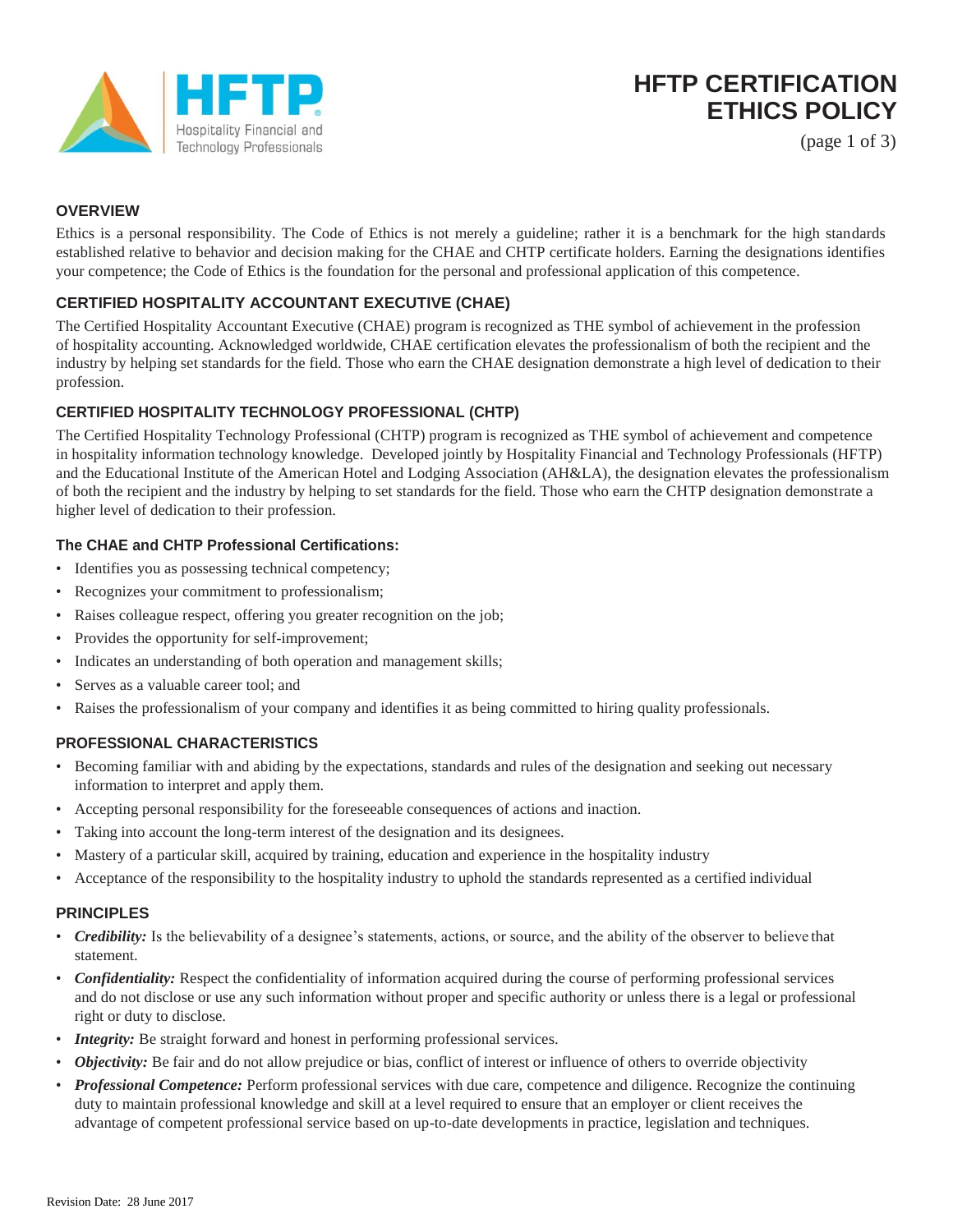# HFTP CERTIFICATION ETHICS POLICY

## OVERVIEW

Ethics is a personal responsibility. The Code of Ethics is not merely a guideline; rather it is a benchmark for the high standards established relative to behavior and decision making for the CHAE and CHTP certificate holders. Earning the designations identifies your competence; the Code of Ethics is the foundation for the personal and professional application of this competence.

## CERTIFIED HOSPITALITY ACCOUNTANT EXECUTIVE (CHAE)

The Certified Hospitality Accountant Executive (CHAE) program is recognized as THE symbol of achievement in the profession of hospitality accounting. Acknowledged worldwide, CHAE certification elevates the professionalism of both the recipient and the industry by helping set standards for the field. Those who earn the CHAE designation demonstrate a high level of dedication to their profession.

## CERTIFIED HOSPITALITY TECHNOLOGY PROFESSIONAL (CHTP)

The Certified Hospitality Technology Professional (CHTP) program is recognized as THE symbol of achievement and competence in hospitality information technology knowledge. Developed jointly by Hospitality Financial and Technology Professionals (HFTP) and the Educational Institute of the American Hotel and Lodging Association (AH&LA), the designation elevates the professionalism of both the recipient and the industry by helping to set standards for the field. Those who earn the CHTP designation demonstrate a higher level of dedication to their profession.

### The CHAE and CHTP Professional Certifications:

- Identifies you as possessing technical competency;
- Recognizes your commitment to professionalism;
- Raises colleague respect, offering you greater recognition on the job;
- Provides the opportunity for self-improvement;
- Indicates an understanding of both operation and management skills;
- Serves as a valuable career tool; and
- Raises the professionalism of your company and identifies it as being committed to hiring quality professionals.

## PROFESSIONAL CHARACTERISTICS

- Becoming familiar with and abiding by the expectations, standards and rules of the designation and seeking out necessary information to interpret and apply them.
- Accepting personal responsibility for the foreseeable consequences of actions and inaction.
- Taking into account the long-term interest of the designation and its designees.
- Mastery of a particular skill, acquired by training, education and experience in the hospitality industry
- Acceptance of the responsibility to the hospitality industry to uphold the standards represented as a certified individual

## PRINCIPLES

- ***Credibility:*** Is the believability of a designee's statements, actions, or source, and the ability of the observer to believe that statement.
- ***Confidentiality:*** Respect the confidentiality of information acquired during the course of performing professional services and do not disclose or use any such information without proper and specific authority or unless there is a legal or professional right or duty to disclose.
- ***Integrity:*** Be straight forward and honest in performing professional services.
- ***Objectivity:*** Be fair and do not allow prejudice or bias, conflict of interest or influence of others to override objectivity
- ***Professional Competence:*** Perform professional services with due care, competence and diligence. Recognize the continuing duty to maintain professional knowledge and skill at a level required to ensure that an employer or client receives the advantage of competent professional service based on up-to-date developments in practice, legislation and techniques.

Revision Date: 28 June 2017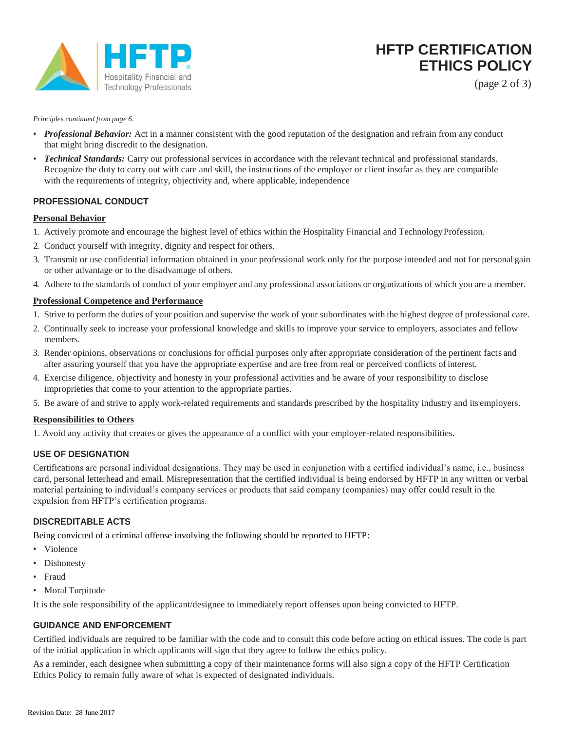*Principles continued from page 6.*

- ***Professional Behavior:*** Act in a manner consistent with the good reputation of the designation and refrain from any conduct that might bring discredit to the designation.
- ***Technical Standards:*** Carry out professional services in accordance with the relevant technical and professional standards. Recognize the duty to carry out with care and skill, the instructions of the employer or client insofar as they are compatible with the requirements of integrity, objectivity and, where applicable, independence

## PROFESSIONAL CONDUCT

### Personal Behavior

1. Actively promote and encourage the highest level of ethics within the Hospitality Financial and Technology Profession.
2. Conduct yourself with integrity, dignity and respect for others.
3. Transmit or use confidential information obtained in your professional work only for the purpose intended and not for personal gain or other advantage or to the disadvantage of others.
4. Adhere to the standards of conduct of your employer and any professional associations or organizations of which you are a member.

### Professional Competence and Performance

1. Strive to perform the duties of your position and supervise the work of your subordinates with the highest degree of professional care.
2. Continually seek to increase your professional knowledge and skills to improve your service to employers, associates and fellow members.
3. Render opinions, observations or conclusions for official purposes only after appropriate consideration of the pertinent facts and after assuring yourself that you have the appropriate expertise and are free from real or perceived conflicts of interest.
4. Exercise diligence, objectivity and honesty in your professional activities and be aware of your responsibility to disclose improprieties that come to your attention to the appropriate parties.
5. Be aware of and strive to apply work-related requirements and standards prescribed by the hospitality industry and its employers.

### Responsibilities to Others

1. Avoid any activity that creates or gives the appearance of a conflict with your employer-related responsibilities.

## USE OF DESIGNATION

Certifications are personal individual designations. They may be used in conjunction with a certified individual's name, i.e., business card, personal letterhead and email. Misrepresentation that the certified individual is being endorsed by HFTP in any written or verbal material pertaining to individual's company services or products that said company (companies) may offer could result in the expulsion from HFTP's certification programs.

## DISCREDITABLE ACTS

Being convicted of a criminal offense involving the following should be reported to HFTP:

- Violence
- Dishonesty
- Fraud
- Moral Turpitude

It is the sole responsibility of the applicant/designee to immediately report offenses upon being convicted to HFTP.

## GUIDANCE AND ENFORCEMENT

Certified individuals are required to be familiar with the code and to consult this code before acting on ethical issues. The code is part of the initial application in which applicants will sign that they agree to follow the ethics policy.

As a reminder, each designee when submitting a copy of their maintenance forms will also sign a copy of the HFTP Certification Ethics Policy to remain fully aware of what is expected of designated individuals.

Revision Date: 28 June 2017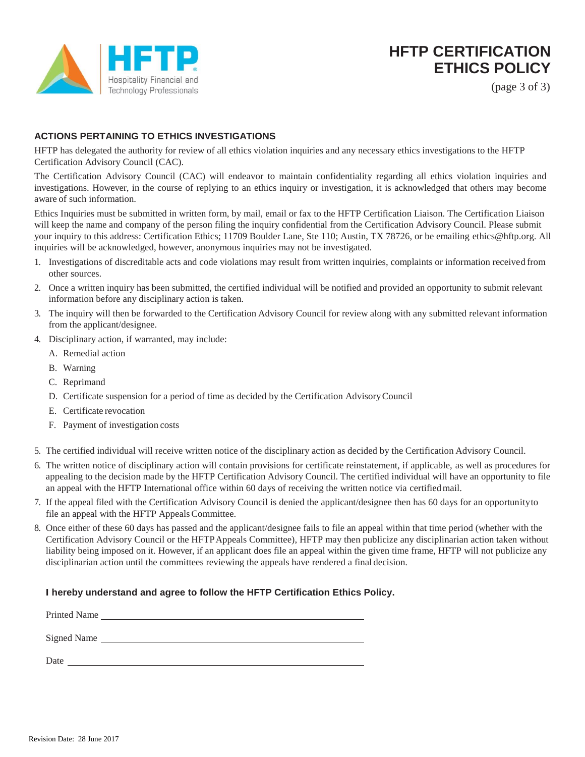# HFTP CERTIFICATION ETHICS POLICY

## ACTIONS PERTAINING TO ETHICS INVESTIGATIONS

HFTP has delegated the authority for review of all ethics violation inquiries and any necessary ethics investigations to the HFTP Certification Advisory Council (CAC).

The Certification Advisory Council (CAC) will endeavor to maintain confidentiality regarding all ethics violation inquiries and investigations. However, in the course of replying to an ethics inquiry or investigation, it is acknowledged that others may become aware of such information.

Ethics Inquiries must be submitted in written form, by mail, email or fax to the HFTP Certification Liaison. The Certification Liaison will keep the name and company of the person filing the inquiry confidential from the Certification Advisory Council. Please submit your inquiry to this address: Certification Ethics; 11709 Boulder Lane, Ste 110; Austin, TX 78726, or be emailing ethics@hftp.org. All inquiries will be acknowledged, however, anonymous inquiries may not be investigated.

1. Investigations of discreditable acts and code violations may result from written inquiries, complaints or information received from other sources.
2. Once a written inquiry has been submitted, the certified individual will be notified and provided an opportunity to submit relevant information before any disciplinary action is taken.
3. The inquiry will then be forwarded to the Certification Advisory Council for review along with any submitted relevant information from the applicant/designee.
4. Disciplinary action, if warranted, may include:
   A. Remedial action
   B. Warning
   C. Reprimand
   D. Certificate suspension for a period of time as decided by the Certification Advisory Council
   E. Certificate revocation
   F. Payment of investigation costs
5. The certified individual will receive written notice of the disciplinary action as decided by the Certification Advisory Council.
6. The written notice of disciplinary action will contain provisions for certificate reinstatement, if applicable, as well as procedures for appealing to the decision made by the HFTP Certification Advisory Council. The certified individual will have an opportunity to file an appeal with the HFTP International office within 60 days of receiving the written notice via certified mail.
7. If the appeal filed with the Certification Advisory Council is denied the applicant/designee then has 60 days for an opportunity to file an appeal with the HFTP Appeals Committee.
8. Once either of these 60 days has passed and the applicant/designee fails to file an appeal within that time period (whether with the Certification Advisory Council or the HFTP Appeals Committee), HFTP may then publicize any disciplinarian action taken without liability being imposed on it. However, if an applicant does file an appeal within the given time frame, HFTP will not publicize any disciplinarian action until the committees reviewing the appeals have rendered a final decision.

**I hereby understand and agree to follow the HFTP Certification Ethics Policy.**

Printed Name ______________________________

Signed Name ______________________________

Date ______________________________

Revision Date: 28 June 2017